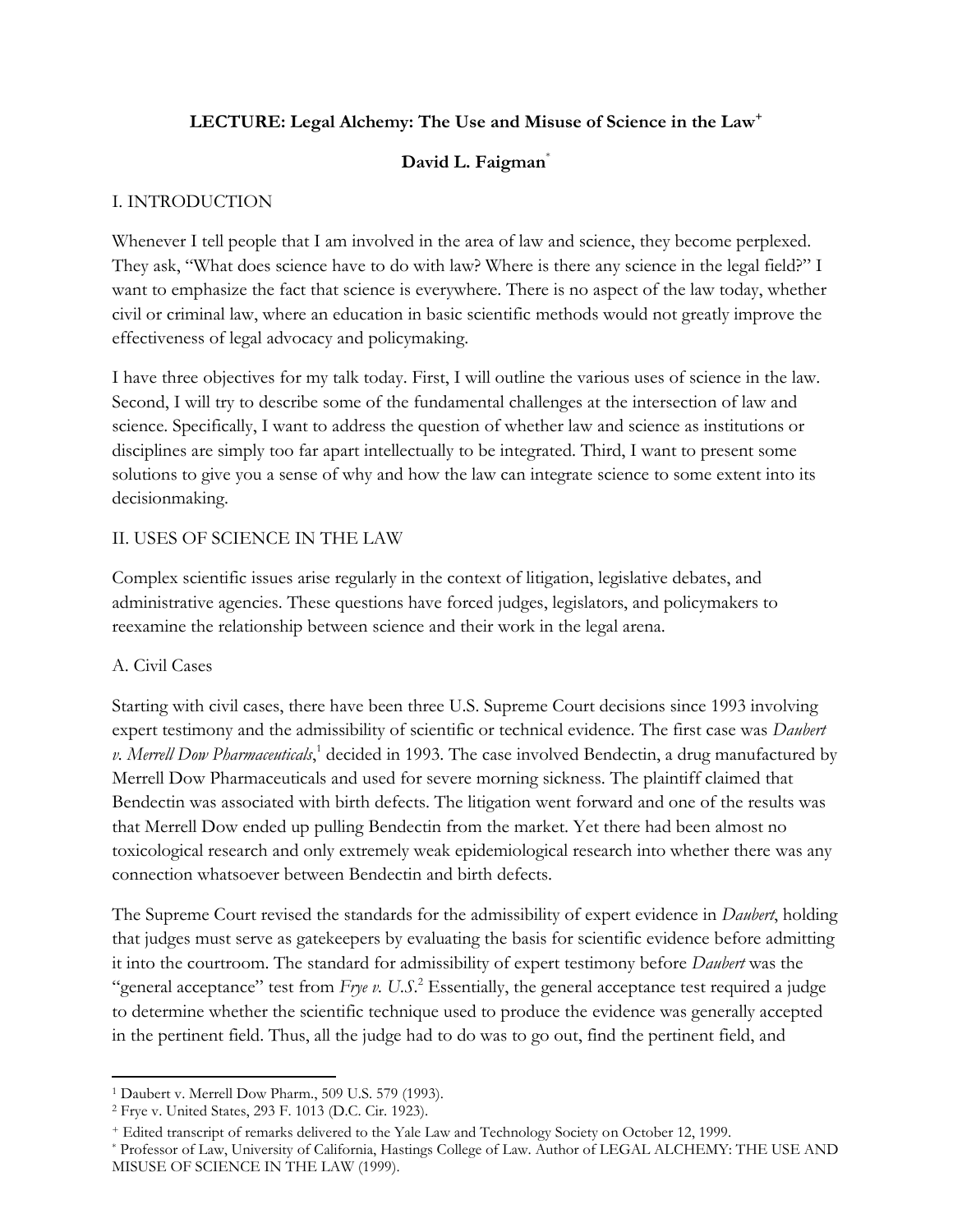# LECTURE: Legal Alchemy: The Use and Misuse of Science in the Law[+]

**David L. Faigman**[*]

## I. INTRODUCTION

Whenever I tell people that I am involved in the area of law and science, they become perplexed. They ask, "What does science have to do with law? Where is there any science in the legal field?" I want to emphasize the fact that science is everywhere. There is no aspect of the law today, whether civil or criminal law, where an education in basic scientific methods would not greatly improve the effectiveness of legal advocacy and policymaking.

I have three objectives for my talk today. First, I will outline the various uses of science in the law. Second, I will try to describe some of the fundamental challenges at the intersection of law and science. Specifically, I want to address the question of whether law and science as institutions or disciplines are simply too far apart intellectually to be integrated. Third, I want to present some solutions to give you a sense of why and how the law can integrate science to some extent into its decisionmaking.

## II. USES OF SCIENCE IN THE LAW

Complex scientific issues arise regularly in the context of litigation, legislative debates, and administrative agencies. These questions have forced judges, legislators, and policymakers to reexamine the relationship between science and their work in the legal arena.

### A. Civil Cases

Starting with civil cases, there have been three U.S. Supreme Court decisions since 1993 involving expert testimony and the admissibility of scientific or technical evidence. The first case was *Daubert v. Merrell Dow Pharmaceuticals*,[1] decided in 1993. The case involved Bendectin, a drug manufactured by Merrell Dow Pharmaceuticals and used for severe morning sickness. The plaintiff claimed that Bendectin was associated with birth defects. The litigation went forward and one of the results was that Merrell Dow ended up pulling Bendectin from the market. Yet there had been almost no toxicological research and only extremely weak epidemiological research into whether there was any connection whatsoever between Bendectin and birth defects.

The Supreme Court revised the standards for the admissibility of expert evidence in *Daubert*, holding that judges must serve as gatekeepers by evaluating the basis for scientific evidence before admitting it into the courtroom. The standard for admissibility of expert testimony before *Daubert* was the "general acceptance" test from *Frye v. U.S.*[2] Essentially, the general acceptance test required a judge to determine whether the scientific technique used to produce the evidence was generally accepted in the pertinent field. Thus, all the judge had to do was to go out, find the pertinent field, and

---

[1] Daubert v. Merrell Dow Pharm., 509 U.S. 579 (1993).

[2] Frye v. United States, 293 F. 1013 (D.C. Cir. 1923).

[+] Edited transcript of remarks delivered to the Yale Law and Technology Society on October 12, 1999.

[*] Professor of Law, University of California, Hastings College of Law. Author of LEGAL ALCHEMY: THE USE AND MISUSE OF SCIENCE IN THE LAW (1999).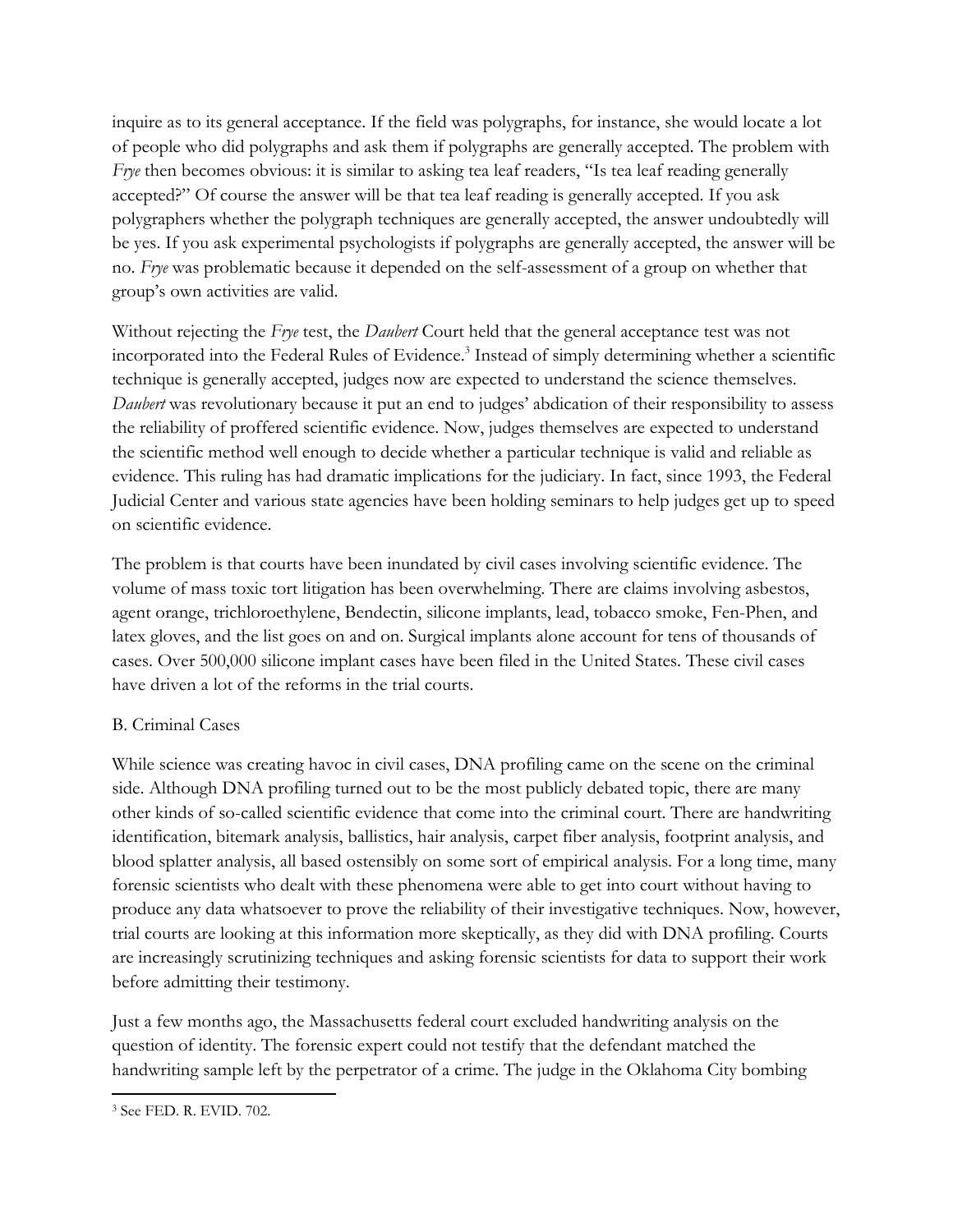inquire as to its general acceptance. If the field was polygraphs, for instance, she would locate a lot of people who did polygraphs and ask them if polygraphs are generally accepted. The problem with *Frye* then becomes obvious: it is similar to asking tea leaf readers, "Is tea leaf reading generally accepted?" Of course the answer will be that tea leaf reading is generally accepted. If you ask polygraphers whether the polygraph techniques are generally accepted, the answer undoubtedly will be yes. If you ask experimental psychologists if polygraphs are generally accepted, the answer will be no. *Frye* was problematic because it depended on the self-assessment of a group on whether that group's own activities are valid.

Without rejecting the *Frye* test, the *Daubert* Court held that the general acceptance test was not incorporated into the Federal Rules of Evidence.[3] Instead of simply determining whether a scientific technique is generally accepted, judges now are expected to understand the science themselves. *Daubert* was revolutionary because it put an end to judges' abdication of their responsibility to assess the reliability of proffered scientific evidence. Now, judges themselves are expected to understand the scientific method well enough to decide whether a particular technique is valid and reliable as evidence. This ruling has had dramatic implications for the judiciary. In fact, since 1993, the Federal Judicial Center and various state agencies have been holding seminars to help judges get up to speed on scientific evidence.

The problem is that courts have been inundated by civil cases involving scientific evidence. The volume of mass toxic tort litigation has been overwhelming. There are claims involving asbestos, agent orange, trichloroethylene, Bendectin, silicone implants, lead, tobacco smoke, Fen-Phen, and latex gloves, and the list goes on and on. Surgical implants alone account for tens of thousands of cases. Over 500,000 silicone implant cases have been filed in the United States. These civil cases have driven a lot of the reforms in the trial courts.

B. Criminal Cases

While science was creating havoc in civil cases, DNA profiling came on the scene on the criminal side. Although DNA profiling turned out to be the most publicly debated topic, there are many other kinds of so-called scientific evidence that come into the criminal court. There are handwriting identification, bitemark analysis, ballistics, hair analysis, carpet fiber analysis, footprint analysis, and blood splatter analysis, all based ostensibly on some sort of empirical analysis. For a long time, many forensic scientists who dealt with these phenomena were able to get into court without having to produce any data whatsoever to prove the reliability of their investigative techniques. Now, however, trial courts are looking at this information more skeptically, as they did with DNA profiling. Courts are increasingly scrutinizing techniques and asking forensic scientists for data to support their work before admitting their testimony.

Just a few months ago, the Massachusetts federal court excluded handwriting analysis on the question of identity. The forensic expert could not testify that the defendant matched the handwriting sample left by the perpetrator of a crime. The judge in the Oklahoma City bombing

[3] See FED. R. EVID. 702.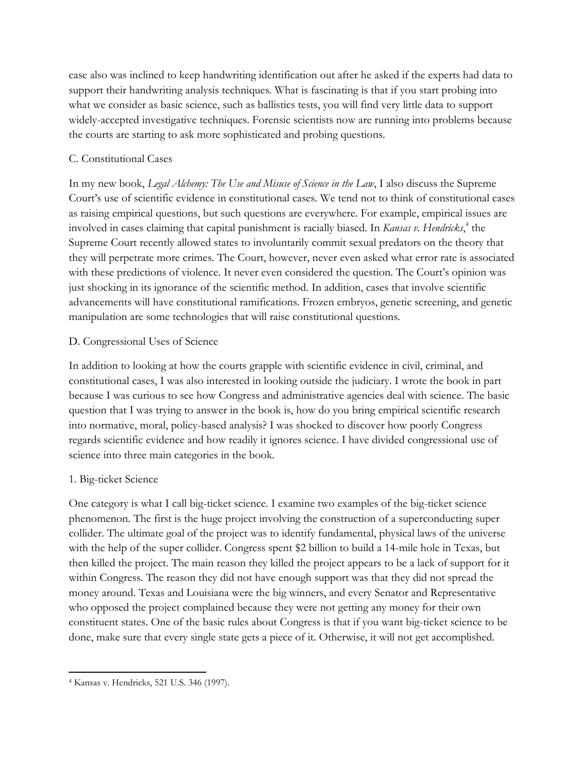case also was inclined to keep handwriting identification out after he asked if the experts had data to support their handwriting analysis techniques. What is fascinating is that if you start probing into what we consider as basic science, such as ballistics tests, you will find very little data to support widely-accepted investigative techniques. Forensic scientists now are running into problems because the courts are starting to ask more sophisticated and probing questions.

### C. Constitutional Cases

In my new book, *Legal Alchemy: The Use and Misuse of Science in the Law*, I also discuss the Supreme Court's use of scientific evidence in constitutional cases. We tend not to think of constitutional cases as raising empirical questions, but such questions are everywhere. For example, empirical issues are involved in cases claiming that capital punishment is racially biased. In *Kansas v. Hendricks*,[4] the Supreme Court recently allowed states to involuntarily commit sexual predators on the theory that they will perpetrate more crimes. The Court, however, never even asked what error rate is associated with these predictions of violence. It never even considered the question. The Court's opinion was just shocking in its ignorance of the scientific method. In addition, cases that involve scientific advancements will have constitutional ramifications. Frozen embryos, genetic screening, and genetic manipulation are some technologies that will raise constitutional questions.

### D. Congressional Uses of Science

In addition to looking at how the courts grapple with scientific evidence in civil, criminal, and constitutional cases, I was also interested in looking outside the judiciary. I wrote the book in part because I was curious to see how Congress and administrative agencies deal with science. The basic question that I was trying to answer in the book is, how do you bring empirical scientific research into normative, moral, policy-based analysis? I was shocked to discover how poorly Congress regards scientific evidence and how readily it ignores science. I have divided congressional use of science into three main categories in the book.

#### 1. Big-ticket Science

One category is what I call big-ticket science. I examine two examples of the big-ticket science phenomenon. The first is the huge project involving the construction of a superconducting super collider. The ultimate goal of the project was to identify fundamental, physical laws of the universe with the help of the super collider. Congress spent $2 billion to build a 14-mile hole in Texas, but then killed the project. The main reason they killed the project appears to be a lack of support for it within Congress. The reason they did not have enough support was that they did not spread the money around. Texas and Louisiana were the big winners, and every Senator and Representative who opposed the project complained because they were not getting any money for their own constituent states. One of the basic rules about Congress is that if you want big-ticket science to be done, make sure that every single state gets a piece of it. Otherwise, it will not get accomplished.

---

[4] Kansas v. Hendricks, 521 U.S. 346 (1997).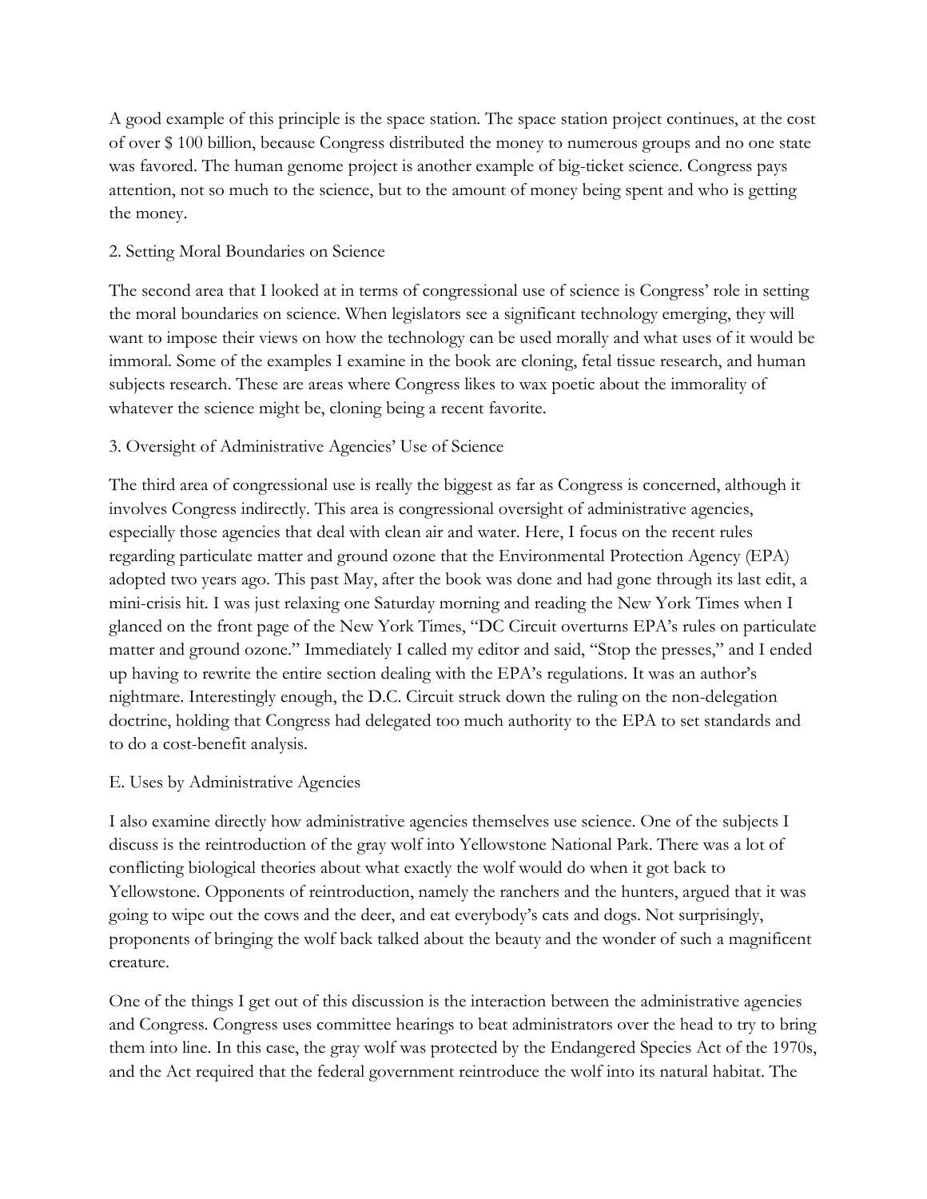A good example of this principle is the space station. The space station project continues, at the cost of over $ 100 billion, because Congress distributed the money to numerous groups and no one state was favored. The human genome project is another example of big-ticket science. Congress pays attention, not so much to the science, but to the amount of money being spent and who is getting the money.

### 2. Setting Moral Boundaries on Science

The second area that I looked at in terms of congressional use of science is Congress' role in setting the moral boundaries on science. When legislators see a significant technology emerging, they will want to impose their views on how the technology can be used morally and what uses of it would be immoral. Some of the examples I examine in the book are cloning, fetal tissue research, and human subjects research. These are areas where Congress likes to wax poetic about the immorality of whatever the science might be, cloning being a recent favorite.

### 3. Oversight of Administrative Agencies' Use of Science

The third area of congressional use is really the biggest as far as Congress is concerned, although it involves Congress indirectly. This area is congressional oversight of administrative agencies, especially those agencies that deal with clean air and water. Here, I focus on the recent rules regarding particulate matter and ground ozone that the Environmental Protection Agency (EPA) adopted two years ago. This past May, after the book was done and had gone through its last edit, a mini-crisis hit. I was just relaxing one Saturday morning and reading the New York Times when I glanced on the front page of the New York Times, "DC Circuit overturns EPA's rules on particulate matter and ground ozone." Immediately I called my editor and said, "Stop the presses," and I ended up having to rewrite the entire section dealing with the EPA's regulations. It was an author's nightmare. Interestingly enough, the D.C. Circuit struck down the ruling on the non-delegation doctrine, holding that Congress had delegated too much authority to the EPA to set standards and to do a cost-benefit analysis.

## E. Uses by Administrative Agencies

I also examine directly how administrative agencies themselves use science. One of the subjects I discuss is the reintroduction of the gray wolf into Yellowstone National Park. There was a lot of conflicting biological theories about what exactly the wolf would do when it got back to Yellowstone. Opponents of reintroduction, namely the ranchers and the hunters, argued that it was going to wipe out the cows and the deer, and eat everybody's cats and dogs. Not surprisingly, proponents of bringing the wolf back talked about the beauty and the wonder of such a magnificent creature.

One of the things I get out of this discussion is the interaction between the administrative agencies and Congress. Congress uses committee hearings to beat administrators over the head to try to bring them into line. In this case, the gray wolf was protected by the Endangered Species Act of the 1970s, and the Act required that the federal government reintroduce the wolf into its natural habitat. The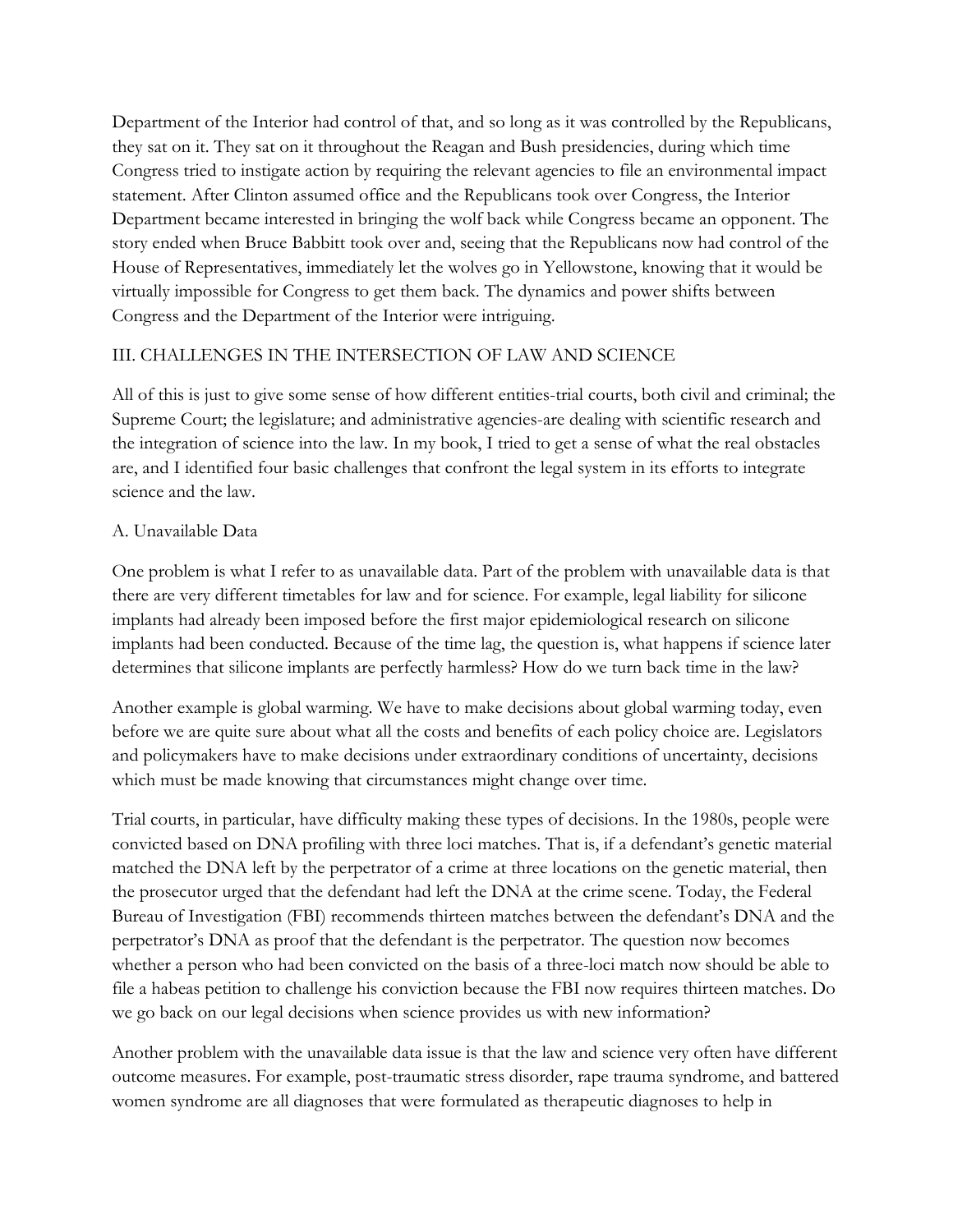Department of the Interior had control of that, and so long as it was controlled by the Republicans, they sat on it. They sat on it throughout the Reagan and Bush presidencies, during which time Congress tried to instigate action by requiring the relevant agencies to file an environmental impact statement. After Clinton assumed office and the Republicans took over Congress, the Interior Department became interested in bringing the wolf back while Congress became an opponent. The story ended when Bruce Babbitt took over and, seeing that the Republicans now had control of the House of Representatives, immediately let the wolves go in Yellowstone, knowing that it would be virtually impossible for Congress to get them back. The dynamics and power shifts between Congress and the Department of the Interior were intriguing.

## III. CHALLENGES IN THE INTERSECTION OF LAW AND SCIENCE

All of this is just to give some sense of how different entities-trial courts, both civil and criminal; the Supreme Court; the legislature; and administrative agencies-are dealing with scientific research and the integration of science into the law. In my book, I tried to get a sense of what the real obstacles are, and I identified four basic challenges that confront the legal system in its efforts to integrate science and the law.

### A. Unavailable Data

One problem is what I refer to as unavailable data. Part of the problem with unavailable data is that there are very different timetables for law and for science. For example, legal liability for silicone implants had already been imposed before the first major epidemiological research on silicone implants had been conducted. Because of the time lag, the question is, what happens if science later determines that silicone implants are perfectly harmless? How do we turn back time in the law?

Another example is global warming. We have to make decisions about global warming today, even before we are quite sure about what all the costs and benefits of each policy choice are. Legislators and policymakers have to make decisions under extraordinary conditions of uncertainty, decisions which must be made knowing that circumstances might change over time.

Trial courts, in particular, have difficulty making these types of decisions. In the 1980s, people were convicted based on DNA profiling with three loci matches. That is, if a defendant's genetic material matched the DNA left by the perpetrator of a crime at three locations on the genetic material, then the prosecutor urged that the defendant had left the DNA at the crime scene. Today, the Federal Bureau of Investigation (FBI) recommends thirteen matches between the defendant's DNA and the perpetrator's DNA as proof that the defendant is the perpetrator. The question now becomes whether a person who had been convicted on the basis of a three-loci match now should be able to file a habeas petition to challenge his conviction because the FBI now requires thirteen matches. Do we go back on our legal decisions when science provides us with new information?

Another problem with the unavailable data issue is that the law and science very often have different outcome measures. For example, post-traumatic stress disorder, rape trauma syndrome, and battered women syndrome are all diagnoses that were formulated as therapeutic diagnoses to help in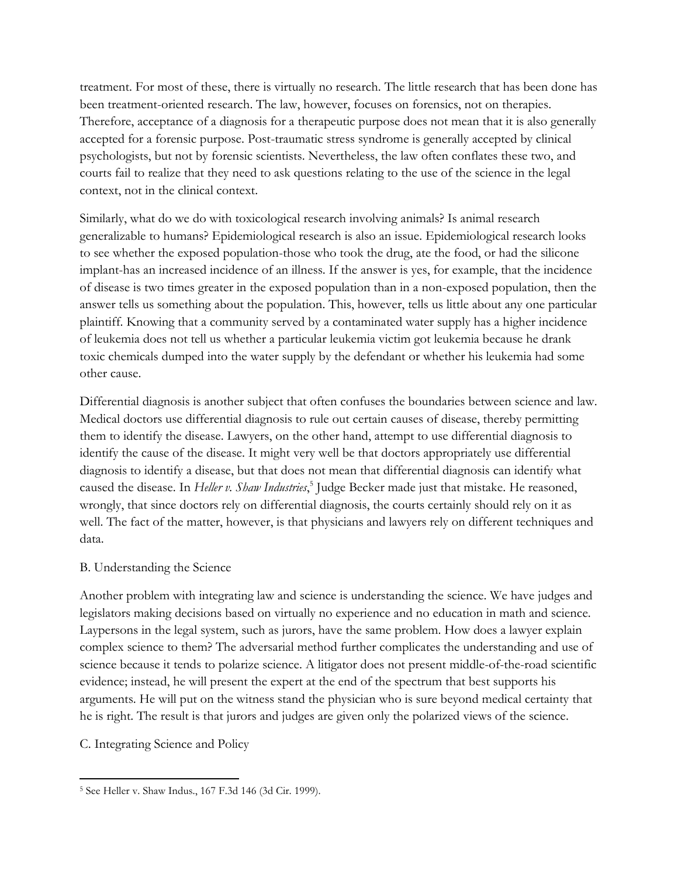treatment. For most of these, there is virtually no research. The little research that has been done has been treatment-oriented research. The law, however, focuses on forensics, not on therapies. Therefore, acceptance of a diagnosis for a therapeutic purpose does not mean that it is also generally accepted for a forensic purpose. Post-traumatic stress syndrome is generally accepted by clinical psychologists, but not by forensic scientists. Nevertheless, the law often conflates these two, and courts fail to realize that they need to ask questions relating to the use of the science in the legal context, not in the clinical context.

Similarly, what do we do with toxicological research involving animals? Is animal research generalizable to humans? Epidemiological research is also an issue. Epidemiological research looks to see whether the exposed population-those who took the drug, ate the food, or had the silicone implant-has an increased incidence of an illness. If the answer is yes, for example, that the incidence of disease is two times greater in the exposed population than in a non-exposed population, then the answer tells us something about the population. This, however, tells us little about any one particular plaintiff. Knowing that a community served by a contaminated water supply has a higher incidence of leukemia does not tell us whether a particular leukemia victim got leukemia because he drank toxic chemicals dumped into the water supply by the defendant or whether his leukemia had some other cause.

Differential diagnosis is another subject that often confuses the boundaries between science and law. Medical doctors use differential diagnosis to rule out certain causes of disease, thereby permitting them to identify the disease. Lawyers, on the other hand, attempt to use differential diagnosis to identify the cause of the disease. It might very well be that doctors appropriately use differential diagnosis to identify a disease, but that does not mean that differential diagnosis can identify what caused the disease. In *Heller v. Shaw Industries*,[5] Judge Becker made just that mistake. He reasoned, wrongly, that since doctors rely on differential diagnosis, the courts certainly should rely on it as well. The fact of the matter, however, is that physicians and lawyers rely on different techniques and data.

B. Understanding the Science

Another problem with integrating law and science is understanding the science. We have judges and legislators making decisions based on virtually no experience and no education in math and science. Laypersons in the legal system, such as jurors, have the same problem. How does a lawyer explain complex science to them? The adversarial method further complicates the understanding and use of science because it tends to polarize science. A litigator does not present middle-of-the-road scientific evidence; instead, he will present the expert at the end of the spectrum that best supports his arguments. He will put on the witness stand the physician who is sure beyond medical certainty that he is right. The result is that jurors and judges are given only the polarized views of the science.

C. Integrating Science and Policy

[5] See Heller v. Shaw Indus., 167 F.3d 146 (3d Cir. 1999).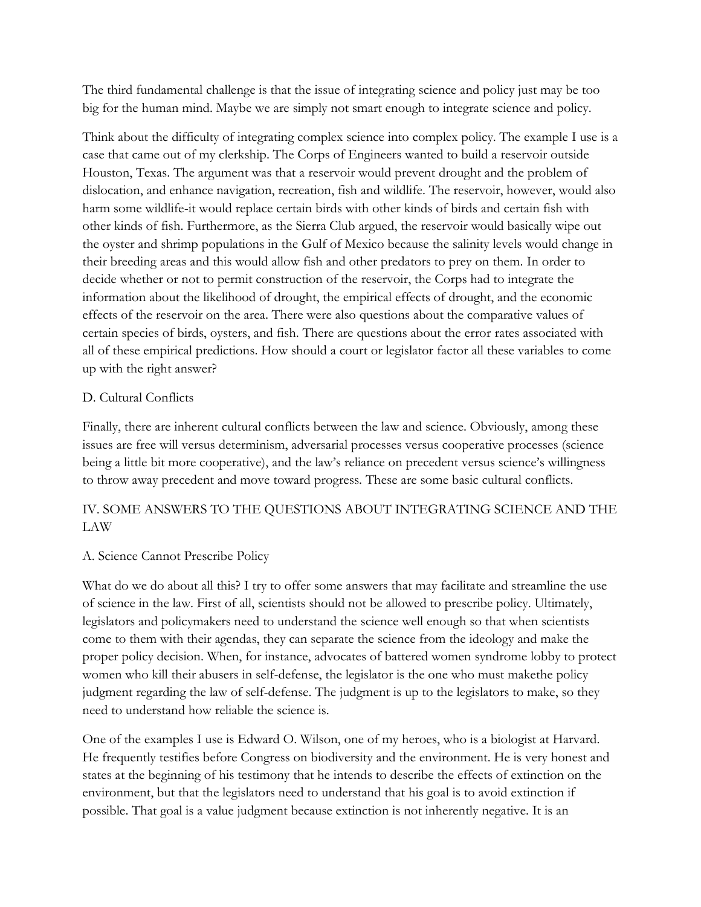The third fundamental challenge is that the issue of integrating science and policy just may be too big for the human mind. Maybe we are simply not smart enough to integrate science and policy.

Think about the difficulty of integrating complex science into complex policy. The example I use is a case that came out of my clerkship. The Corps of Engineers wanted to build a reservoir outside Houston, Texas. The argument was that a reservoir would prevent drought and the problem of dislocation, and enhance navigation, recreation, fish and wildlife. The reservoir, however, would also harm some wildlife-it would replace certain birds with other kinds of birds and certain fish with other kinds of fish. Furthermore, as the Sierra Club argued, the reservoir would basically wipe out the oyster and shrimp populations in the Gulf of Mexico because the salinity levels would change in their breeding areas and this would allow fish and other predators to prey on them. In order to decide whether or not to permit construction of the reservoir, the Corps had to integrate the information about the likelihood of drought, the empirical effects of drought, and the economic effects of the reservoir on the area. There were also questions about the comparative values of certain species of birds, oysters, and fish. There are questions about the error rates associated with all of these empirical predictions. How should a court or legislator factor all these variables to come up with the right answer?

### D. Cultural Conflicts

Finally, there are inherent cultural conflicts between the law and science. Obviously, among these issues are free will versus determinism, adversarial processes versus cooperative processes (science being a little bit more cooperative), and the law's reliance on precedent versus science's willingness to throw away precedent and move toward progress. These are some basic cultural conflicts.

## IV. SOME ANSWERS TO THE QUESTIONS ABOUT INTEGRATING SCIENCE AND THE LAW

### A. Science Cannot Prescribe Policy

What do we do about all this? I try to offer some answers that may facilitate and streamline the use of science in the law. First of all, scientists should not be allowed to prescribe policy. Ultimately, legislators and policymakers need to understand the science well enough so that when scientists come to them with their agendas, they can separate the science from the ideology and make the proper policy decision. When, for instance, advocates of battered women syndrome lobby to protect women who kill their abusers in self-defense, the legislator is the one who must makethe policy judgment regarding the law of self-defense. The judgment is up to the legislators to make, so they need to understand how reliable the science is.

One of the examples I use is Edward O. Wilson, one of my heroes, who is a biologist at Harvard. He frequently testifies before Congress on biodiversity and the environment. He is very honest and states at the beginning of his testimony that he intends to describe the effects of extinction on the environment, but that the legislators need to understand that his goal is to avoid extinction if possible. That goal is a value judgment because extinction is not inherently negative. It is an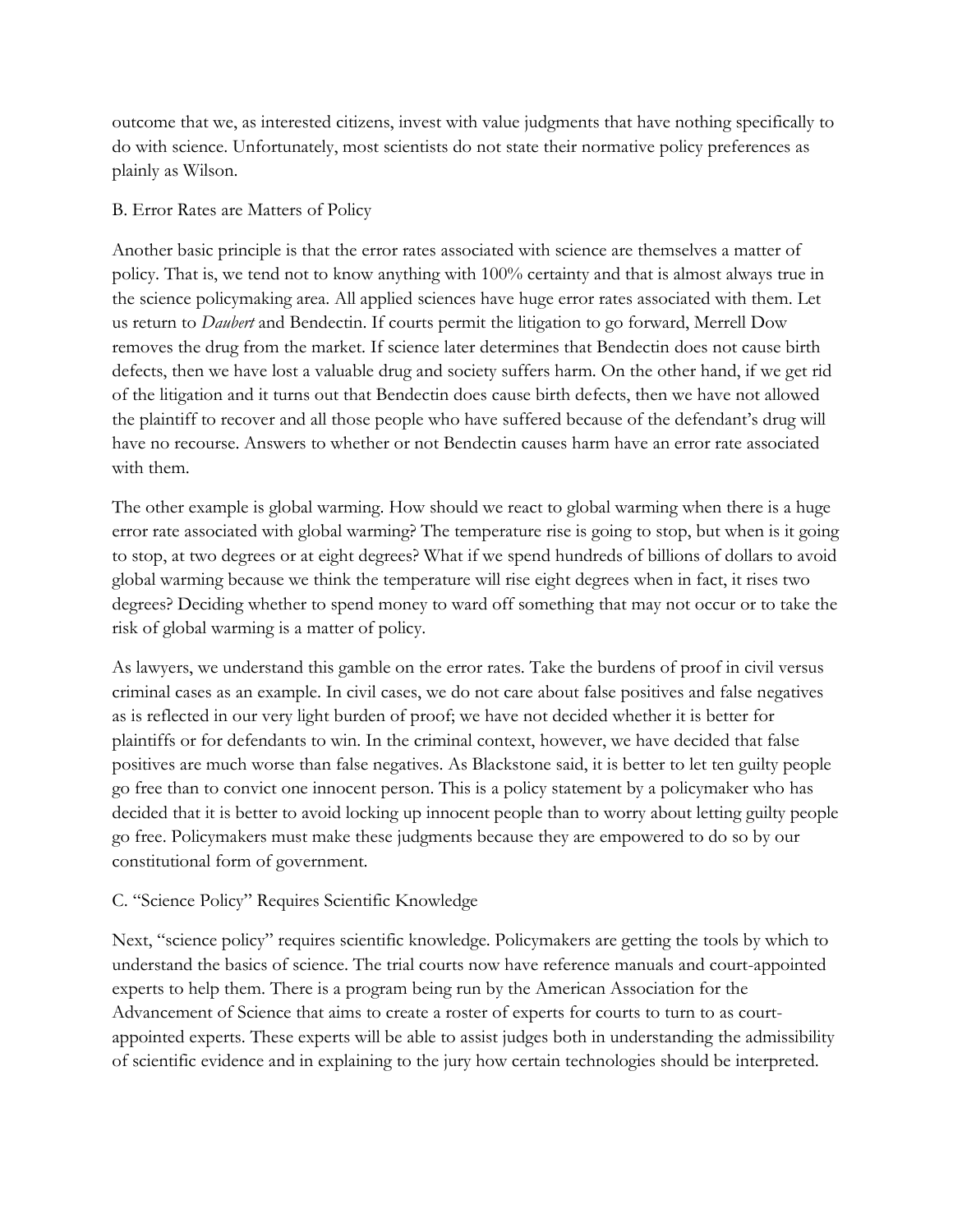outcome that we, as interested citizens, invest with value judgments that have nothing specifically to do with science. Unfortunately, most scientists do not state their normative policy preferences as plainly as Wilson.

### B. Error Rates are Matters of Policy

Another basic principle is that the error rates associated with science are themselves a matter of policy. That is, we tend not to know anything with 100% certainty and that is almost always true in the science policymaking area. All applied sciences have huge error rates associated with them. Let us return to *Daubert* and Bendectin. If courts permit the litigation to go forward, Merrell Dow removes the drug from the market. If science later determines that Bendectin does not cause birth defects, then we have lost a valuable drug and society suffers harm. On the other hand, if we get rid of the litigation and it turns out that Bendectin does cause birth defects, then we have not allowed the plaintiff to recover and all those people who have suffered because of the defendant's drug will have no recourse. Answers to whether or not Bendectin causes harm have an error rate associated with them.

The other example is global warming. How should we react to global warming when there is a huge error rate associated with global warming? The temperature rise is going to stop, but when is it going to stop, at two degrees or at eight degrees? What if we spend hundreds of billions of dollars to avoid global warming because we think the temperature will rise eight degrees when in fact, it rises two degrees? Deciding whether to spend money to ward off something that may not occur or to take the risk of global warming is a matter of policy.

As lawyers, we understand this gamble on the error rates. Take the burdens of proof in civil versus criminal cases as an example. In civil cases, we do not care about false positives and false negatives as is reflected in our very light burden of proof; we have not decided whether it is better for plaintiffs or for defendants to win. In the criminal context, however, we have decided that false positives are much worse than false negatives. As Blackstone said, it is better to let ten guilty people go free than to convict one innocent person. This is a policy statement by a policymaker who has decided that it is better to avoid locking up innocent people than to worry about letting guilty people go free. Policymakers must make these judgments because they are empowered to do so by our constitutional form of government.

### C. "Science Policy" Requires Scientific Knowledge

Next, "science policy" requires scientific knowledge. Policymakers are getting the tools by which to understand the basics of science. The trial courts now have reference manuals and court-appointed experts to help them. There is a program being run by the American Association for the Advancement of Science that aims to create a roster of experts for courts to turn to as court-appointed experts. These experts will be able to assist judges both in understanding the admissibility of scientific evidence and in explaining to the jury how certain technologies should be interpreted.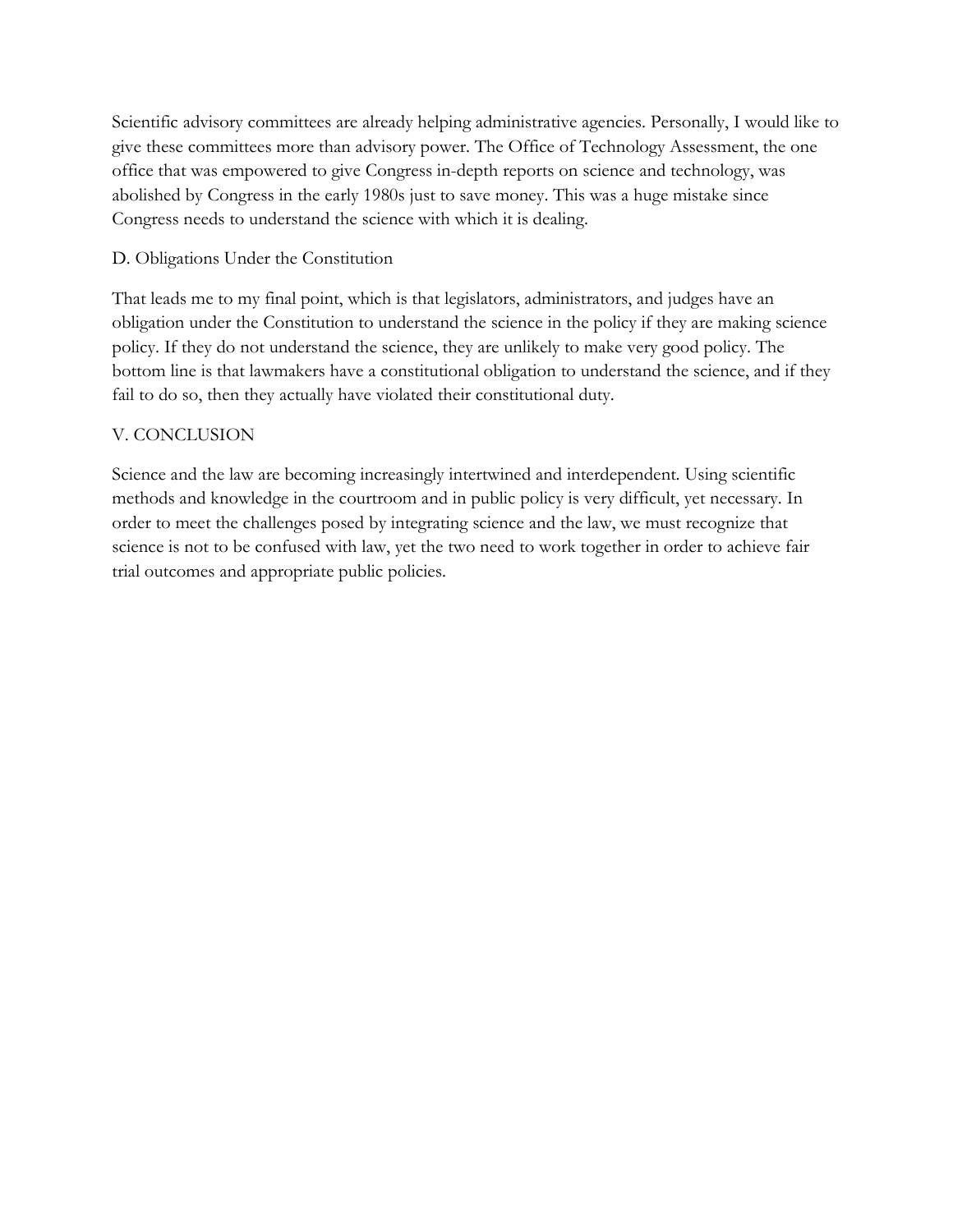Scientific advisory committees are already helping administrative agencies. Personally, I would like to give these committees more than advisory power. The Office of Technology Assessment, the one office that was empowered to give Congress in-depth reports on science and technology, was abolished by Congress in the early 1980s just to save money. This was a huge mistake since Congress needs to understand the science with which it is dealing.

### D. Obligations Under the Constitution

That leads me to my final point, which is that legislators, administrators, and judges have an obligation under the Constitution to understand the science in the policy if they are making science policy. If they do not understand the science, they are unlikely to make very good policy. The bottom line is that lawmakers have a constitutional obligation to understand the science, and if they fail to do so, then they actually have violated their constitutional duty.

## V. CONCLUSION

Science and the law are becoming increasingly intertwined and interdependent. Using scientific methods and knowledge in the courtroom and in public policy is very difficult, yet necessary. In order to meet the challenges posed by integrating science and the law, we must recognize that science is not to be confused with law, yet the two need to work together in order to achieve fair trial outcomes and appropriate public policies.